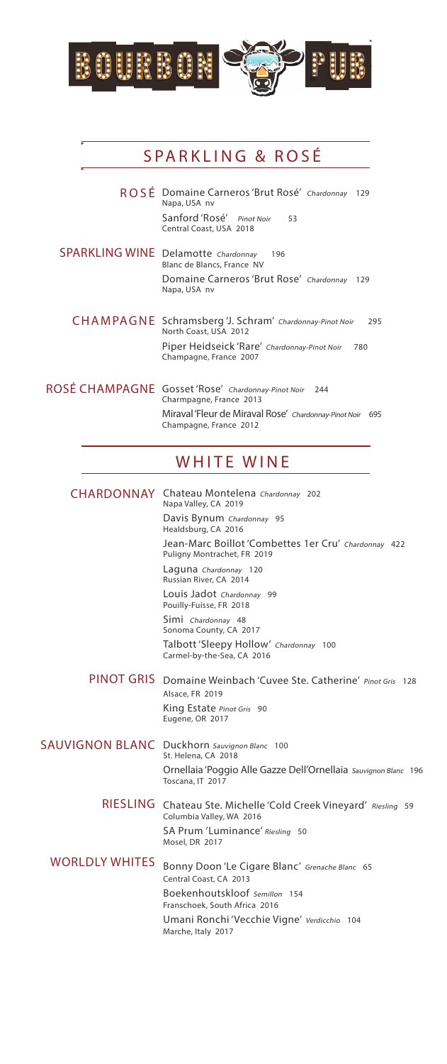# BOURBON PUB

## SPARKLING & ROSÉ

### ROSÉ

Domaine Carneros 'Brut Rosé' *Chardonnay* 129
Napa, USA nv

Sanford 'Rosé' *Pinot Noir* 53
Central Coast, USA 2018

### SPARKLING WINE

Delamotte *Chardonnay* 196
Blanc de Blancs, France NV

Domaine Carneros 'Brut Rose' *Chardonnay* 129
Napa, USA nv

### CHAMPAGNE

Schramsberg 'J. Schram' *Chardonnay-Pinot Noir* 295
North Coast, USA 2012

Piper Heidseick 'Rare' *Chardonnay-Pinot Noir* 780
Champagne, France 2007

### ROSÉ CHAMPAGNE

Gosset 'Rose' *Chardonnay-Pinot Noir* 244
Charmpagne, France 2013

Miraval 'Fleur de Miraval Rose' *Chardonnay-Pinot Noir* 695
Champagne, France 2012

## WHITE WINE

### CHARDONNAY

Chateau Montelena *Chardonnay* 202
Napa Valley, CA 2019

Davis Bynum *Chardonnay* 95
Healdsburg, CA 2016

Jean-Marc Boillot 'Combettes 1er Cru' *Chardonnay* 422
Puligny Montrachet, FR 2019

Laguna *Chardonnay* 120
Russian River, CA 2014

Louis Jadot *Chardonnay* 99
Pouilly-Fuisse, FR 2018

Simi *Chardonnay* 48
Sonoma County, CA 2017

Talbott 'Sleepy Hollow' *Chardonnay* 100
Carmel-by-the-Sea, CA 2016

### PINOT GRIS

Domaine Weinbach 'Cuvee Ste. Catherine' *Pinot Gris* 128
Alsace, FR 2019

King Estate *Pinot Gris* 90
Eugene, OR 2017

### SAUVIGNON BLANC

Duckhorn *Sauvignon Blanc* 100
St. Helena, CA 2018

Ornellaia 'Poggio Alle Gazze Dell'Ornellaia *Sauvignon Blanc* 196
Toscana, IT 2017

### RIESLING

Chateau Ste. Michelle 'Cold Creek Vineyard' *Riesling* 59
Columbia Valley, WA 2016

SA Prum 'Luminance' *Riesling* 50
Mosel, DR 2017

### WORLDLY WHITES

Bonny Doon 'Le Cigare Blanc' *Grenache Blanc* 65
Central Coast, CA 2013

Boekenhoutskloof *Semillon* 154
Franschoek, South Africa 2016

Umani Ronchi 'Vecchie Vigne' *Verdicchio* 104
Marche, Italy 2017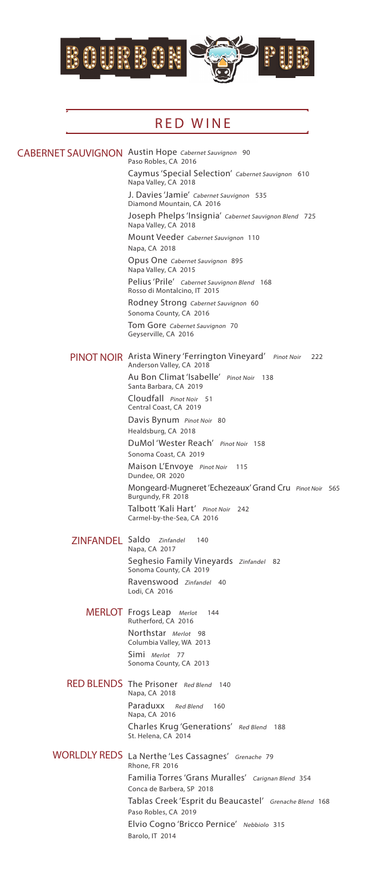# BOURBON PUB

## RED WINE

### CABERNET SAUVIGNON

Austin Hope *Cabernet Sauvignon* 90
Paso Robles, CA 2016

Caymus 'Special Selection' *Cabernet Sauvignon* 610
Napa Valley, CA 2018

J. Davies 'Jamie' *Cabernet Sauvignon* 535
Diamond Mountain, CA 2016

Joseph Phelps 'Insignia' *Cabernet Sauvignon Blend* 725
Napa Valley, CA 2018

Mount Veeder *Cabernet Sauvignon* 110
Napa, CA 2018

Opus One *Cabernet Sauvignon* 895
Napa Valley, CA 2015

Pelius 'Prile' *Cabernet Sauvignon Blend* 168
Rosso di Montalcino, IT 2015

Rodney Strong *Cabernet Sauvignon* 60
Sonoma County, CA 2016

Tom Gore *Cabernet Sauvignon* 70
Geyserville, CA 2016

### PINOT NOIR

Arista Winery 'Ferrington Vineyard' *Pinot Noir* 222
Anderson Valley, CA 2018

Au Bon Climat 'Isabelle' *Pinot Noir* 138
Santa Barbara, CA 2019

Cloudfall *Pinot Noir* 51
Central Coast, CA 2019

Davis Bynum *Pinot Noir* 80
Healdsburg, CA 2018

DuMol 'Wester Reach' *Pinot Noir* 158
Sonoma Coast, CA 2019

Maison L'Envoye *Pinot Noir* 115
Dundee, OR 2020

Mongeard-Mugneret 'Echezeaux' Grand Cru *Pinot Noir* 565
Burgundy, FR 2018

Talbott 'Kali Hart' *Pinot Noir* 242
Carmel-by-the-Sea, CA 2016

### ZINFANDEL

Saldo *Zinfandel* 140
Napa, CA 2017

Seghesio Family Vineyards *Zinfandel* 82
Sonoma County, CA 2019

Ravenswood *Zinfandel* 40
Lodi, CA 2016

### MERLOT

Frogs Leap *Merlot* 144
Rutherford, CA 2016

Northstar *Merlot* 98
Columbia Valley, WA 2013

Simi *Merlot* 77
Sonoma County, CA 2013

### RED BLENDS

The Prisoner *Red Blend* 140
Napa, CA 2018

Paraduxx *Red Blend* 160
Napa, CA 2016

Charles Krug 'Generations' *Red Blend* 188
St. Helena, CA 2014

### WORLDLY REDS

La Nerthe 'Les Cassagnes' *Grenache* 79
Rhone, FR 2016

Familia Torres 'Grans Muralles' *Carignan Blend* 354
Conca de Barbera, SP 2018

Tablas Creek 'Esprit du Beaucastel' *Grenache Blend* 168
Paso Robles, CA 2019

Elvio Cogno 'Bricco Pernice' *Nebbiolo* 315
Barolo, IT 2014